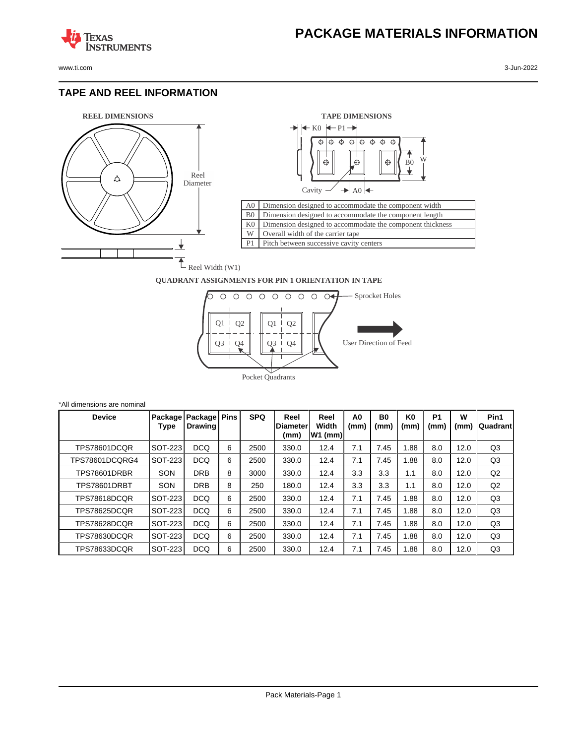# PACKAGE MATERIALS INFORMATION

## TAPE AND REEL INFORMATION

**REEL DIMENSIONS**

Reel Diameter

Reel Width (W1)

**TAPE DIMENSIONS**

| | |
|---|---|
| A0 | Dimension designed to accommodate the component width |
| B0 | Dimension designed to accommodate the component length |
| K0 | Dimension designed to accommodate the component thickness |
| W | Overall width of the carrier tape |
| P1 | Pitch between successive cavity centers |

**QUADRANT ASSIGNMENTS FOR PIN 1 ORIENTATION IN TAPE**

Sprocket Holes

User Direction of Feed

Pocket Quadrants

*All dimensions are nominal

| Device | Package Type | Package Drawing | Pins | SPQ | Reel Diameter (mm) | Reel Width W1 (mm) | A0 (mm) | B0 (mm) | K0 (mm) | P1 (mm) | W (mm) | Pin1 Quadrant |
|---|---|---|---|---|---|---|---|---|---|---|---|---|
| TPS78601DCQR | SOT-223 | DCQ | 6 | 2500 | 330.0 | 12.4 | 7.1 | 7.45 | 1.88 | 8.0 | 12.0 | Q3 |
| TPS78601DCQRG4 | SOT-223 | DCQ | 6 | 2500 | 330.0 | 12.4 | 7.1 | 7.45 | 1.88 | 8.0 | 12.0 | Q3 |
| TPS78601DRBR | SON | DRB | 8 | 3000 | 330.0 | 12.4 | 3.3 | 3.3 | 1.1 | 8.0 | 12.0 | Q2 |
| TPS78601DRBT | SON | DRB | 8 | 250 | 180.0 | 12.4 | 3.3 | 3.3 | 1.1 | 8.0 | 12.0 | Q2 |
| TPS78618DCQR | SOT-223 | DCQ | 6 | 2500 | 330.0 | 12.4 | 7.1 | 7.45 | 1.88 | 8.0 | 12.0 | Q3 |
| TPS78625DCQR | SOT-223 | DCQ | 6 | 2500 | 330.0 | 12.4 | 7.1 | 7.45 | 1.88 | 8.0 | 12.0 | Q3 |
| TPS78628DCQR | SOT-223 | DCQ | 6 | 2500 | 330.0 | 12.4 | 7.1 | 7.45 | 1.88 | 8.0 | 12.0 | Q3 |
| TPS78630DCQR | SOT-223 | DCQ | 6 | 2500 | 330.0 | 12.4 | 7.1 | 7.45 | 1.88 | 8.0 | 12.0 | Q3 |
| TPS78633DCQR | SOT-223 | DCQ | 6 | 2500 | 330.0 | 12.4 | 7.1 | 7.45 | 1.88 | 8.0 | 12.0 | Q3 |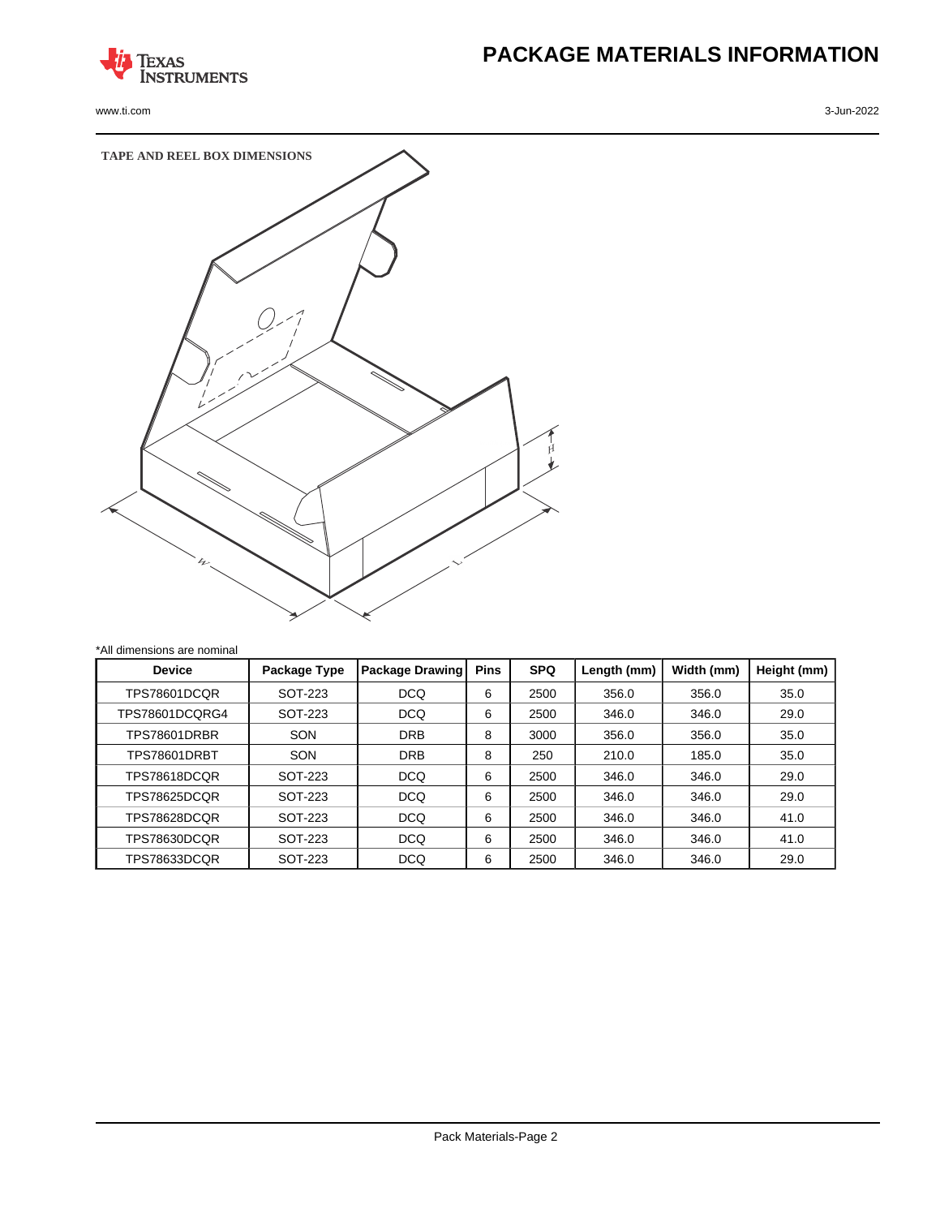# PACKAGE MATERIALS INFORMATION

**TAPE AND REEL BOX DIMENSIONS**

*All dimensions are nominal

| Device | Package Type | Package Drawing | Pins | SPQ | Length (mm) | Width (mm) | Height (mm) |
|---|---|---|---|---|---|---|---|
| TPS78601DCQR | SOT-223 | DCQ | 6 | 2500 | 356.0 | 356.0 | 35.0 |
| TPS78601DCQRG4 | SOT-223 | DCQ | 6 | 2500 | 346.0 | 346.0 | 29.0 |
| TPS78601DRBR | SON | DRB | 8 | 3000 | 356.0 | 356.0 | 35.0 |
| TPS78601DRBT | SON | DRB | 8 | 250 | 210.0 | 185.0 | 35.0 |
| TPS78618DCQR | SOT-223 | DCQ | 6 | 2500 | 346.0 | 346.0 | 29.0 |
| TPS78625DCQR | SOT-223 | DCQ | 6 | 2500 | 346.0 | 346.0 | 29.0 |
| TPS78628DCQR | SOT-223 | DCQ | 6 | 2500 | 346.0 | 346.0 | 41.0 |
| TPS78630DCQR | SOT-223 | DCQ | 6 | 2500 | 346.0 | 346.0 | 41.0 |
| TPS78633DCQR | SOT-223 | DCQ | 6 | 2500 | 346.0 | 346.0 | 29.0 |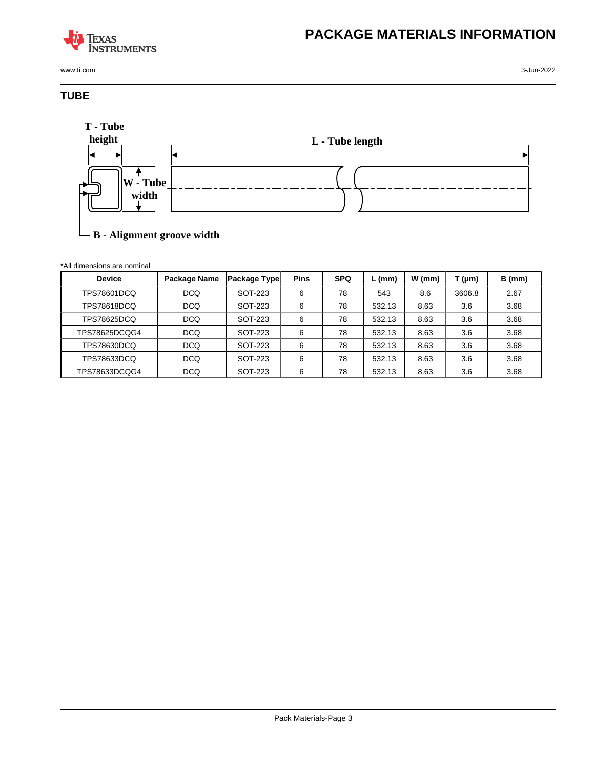## TUBE

T - Tube height

L - Tube length

W - Tube width

B - Alignment groove width

*All dimensions are nominal

| Device | Package Name | Package Type | Pins | SPQ | L (mm) | W (mm) | T (µm) | B (mm) |
|---|---|---|---|---|---|---|---|---|
| TPS78601DCQ | DCQ | SOT-223 | 6 | 78 | 543 | 8.6 | 3606.8 | 2.67 |
| TPS78618DCQ | DCQ | SOT-223 | 6 | 78 | 532.13 | 8.63 | 3.6 | 3.68 |
| TPS78625DCQ | DCQ | SOT-223 | 6 | 78 | 532.13 | 8.63 | 3.6 | 3.68 |
| TPS78625DCQG4 | DCQ | SOT-223 | 6 | 78 | 532.13 | 8.63 | 3.6 | 3.68 |
| TPS78630DCQ | DCQ | SOT-223 | 6 | 78 | 532.13 | 8.63 | 3.6 | 3.68 |
| TPS78633DCQ | DCQ | SOT-223 | 6 | 78 | 532.13 | 8.63 | 3.6 | 3.68 |
| TPS78633DCQG4 | DCQ | SOT-223 | 6 | 78 | 532.13 | 8.63 | 3.6 | 3.68 |